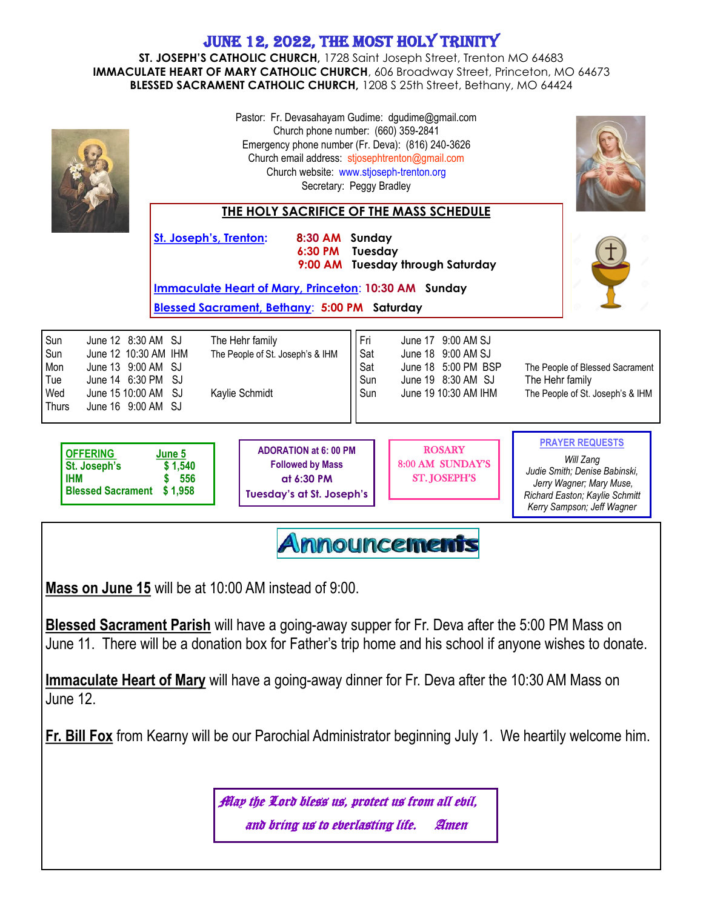# JUNE 12, 2022, THE MOST HOLY TRINITY

**ST. JOSEPH'S CATHOLIC CHURCH,** 1728 Saint Joseph Street, Trenton MO 64683
**IMMACULATE HEART OF MARY CATHOLIC CHURCH**, 606 Broadway Street, Princeton, MO 64673
**BLESSED SACRAMENT CATHOLIC CHURCH,** 1208 S 25th Street, Bethany, MO 64424

Pastor: Fr. Devasahayam Gudime: dgudime@gmail.com
Church phone number: (660) 359-2841
Emergency phone number (Fr. Deva): (816) 240-3626
Church email address: stjosephtrenton@gmail.com
Church website: www.stjoseph-trenton.org
Secretary: Peggy Bradley

## THE HOLY SACRIFICE OF THE MASS SCHEDULE

**St. Joseph's, Trenton:** **8:30 AM Sunday**
**6:30 PM Tuesday**
**9:00 AM Tuesday through Saturday**

**Immaculate Heart of Mary, Princeton: 10:30 AM Sunday**

**Blessed Sacrament, Bethany: 5:00 PM Saturday**

| Day | Date/Time | Church | Intention |
|---|---|---|---|
| Sun | June 12 8:30 AM | SJ | The Hehr family |
| Sun | June 12 10:30 AM | IHM | The People of St. Joseph's & IHM |
| Mon | June 13 9:00 AM | SJ | |
| Tue | June 14 6:30 PM | SJ | |
| Wed | June 15 10:00 AM | SJ | Kaylie Schmidt |
| Thurs | June 16 9:00 AM | SJ | |
| Fri | June 17 9:00 AM | SJ | |
| Sat | June 18 9:00 AM | SJ | |
| Sat | June 18 5:00 PM | BSP | The People of Blessed Sacrament |
| Sun | June 19 8:30 AM | SJ | The Hehr family |
| Sun | June 19 10:30 AM | IHM | The People of St. Joseph's & IHM |

| OFFERING | June 5 |
|---|---|
| St. Joseph's | $ 1,540 |
| IHM | $ 556 |
| Blessed Sacrament | $ 1,958 |

**ADORATION at 6: 00 PM**
**Followed by Mass**
**at 6:30 PM**
**Tuesday's at St. Joseph's**

**ROSARY**
**8:00 AM SUNDAY'S**
**ST. JOSEPH'S**

**PRAYER REQUESTS**

*Will Zang*
*Judie Smith; Denise Babinski,*
*Jerry Wagner; Mary Muse,*
*Richard Easton; Kaylie Schmitt*
*Kerry Sampson; Jeff Wagner*

## Announcements

**Mass on June 15** will be at 10:00 AM instead of 9:00.

**Blessed Sacrament Parish** will have a going-away supper for Fr. Deva after the 5:00 PM Mass on June 11. There will be a donation box for Father's trip home and his school if anyone wishes to donate.

**Immaculate Heart of Mary** will have a going-away dinner for Fr. Deva after the 10:30 AM Mass on June 12.

**Fr. Bill Fox** from Kearny will be our Parochial Administrator beginning July 1. We heartily welcome him.

*May the Lord bless us, protect us from all evil,*
*and bring us to everlasting life. Amen*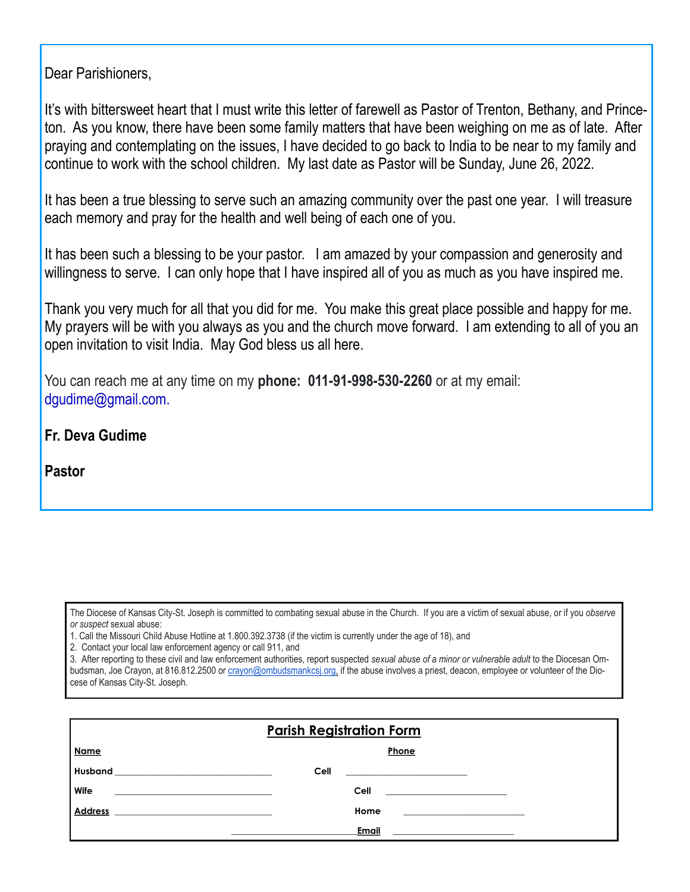Dear Parishioners,

It's with bittersweet heart that I must write this letter of farewell as Pastor of Trenton, Bethany, and Princeton. As you know, there have been some family matters that have been weighing on me as of late. After praying and contemplating on the issues, I have decided to go back to India to be near to my family and continue to work with the school children. My last date as Pastor will be Sunday, June 26, 2022.

It has been a true blessing to serve such an amazing community over the past one year. I will treasure each memory and pray for the health and well being of each one of you.

It has been such a blessing to be your pastor. I am amazed by your compassion and generosity and willingness to serve. I can only hope that I have inspired all of you as much as you have inspired me.

Thank you very much for all that you did for me. You make this great place possible and happy for me. My prayers will be with you always as you and the church move forward. I am extending to all of you an open invitation to visit India. May God bless us all here.

You can reach me at any time on my **phone: 011-91-998-530-2260** or at my email: dgudime@gmail.com.

**Fr. Deva Gudime**

**Pastor**

The Diocese of Kansas City-St. Joseph is committed to combating sexual abuse in the Church. If you are a victim of sexual abuse, or if you *observe or suspect* sexual abuse:

1. Call the Missouri Child Abuse Hotline at 1.800.392.3738 (if the victim is currently under the age of 18), and
2. Contact your local law enforcement agency or call 911, and
3. After reporting to these civil and law enforcement authorities, report suspected *sexual abuse of a minor or vulnerable adult* to the Diocesan Ombudsman, Joe Crayon, at 816.812.2500 or crayon@ombudsmankcsj.org, if the abuse involves a priest, deacon, employee or volunteer of the Diocese of Kansas City-St. Joseph.

## Parish Registration Form

**Name** | **Phone**

**Husband** ______________________________ **Cell** ______________________________

**Wife** ______________________________ **Cell** ______________________________

**Address** ______________________________ **Home** ______________________________

______________________________ **Email** ______________________________